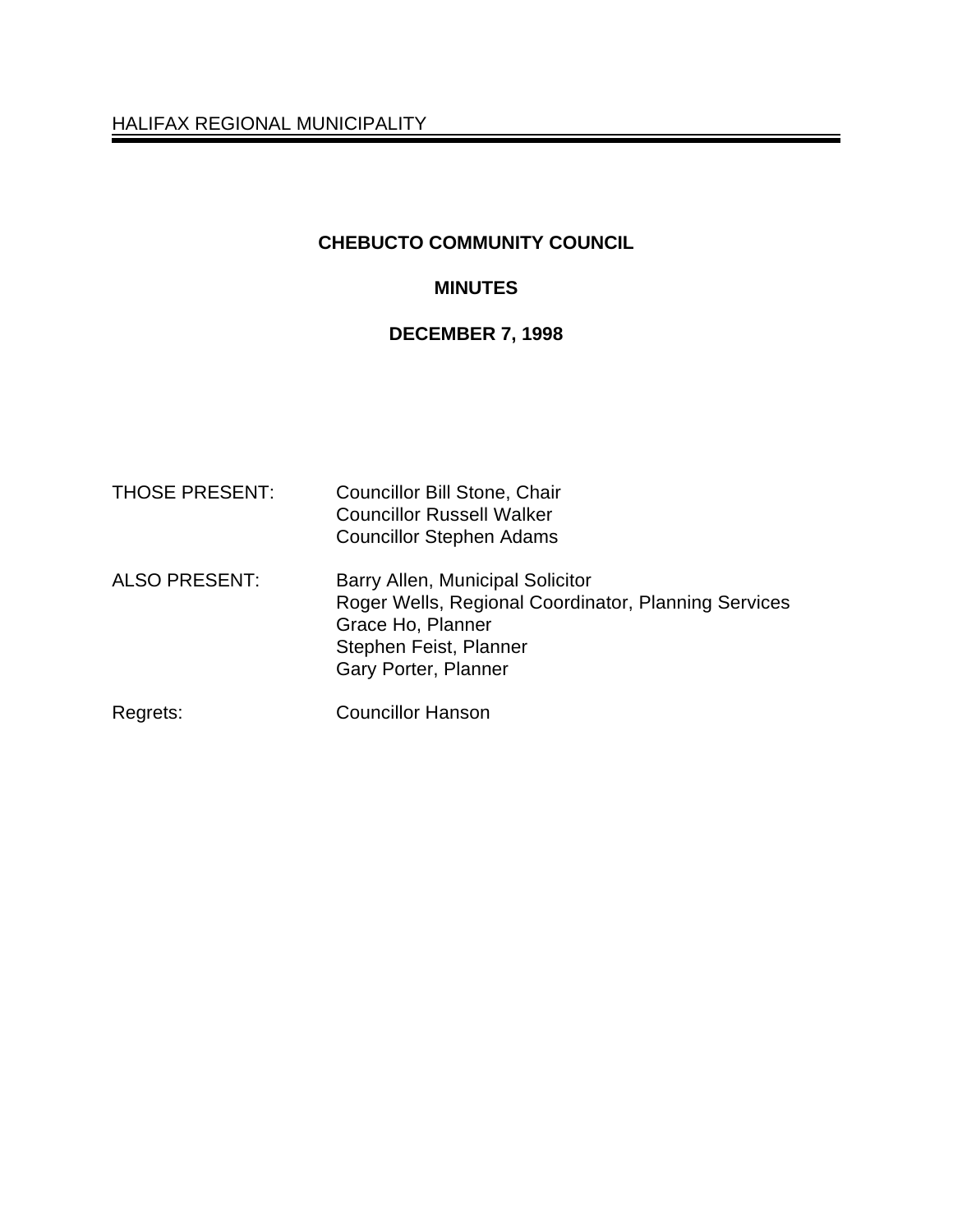HALIFAX REGIONAL MUNICIPALITY

# CHEBUCTO COMMUNITY COUNCIL

## MINUTES

## DECEMBER 7, 1998

| | |
|---|---|
| THOSE PRESENT: | Councillor Bill Stone, Chair<br>Councillor Russell Walker<br>Councillor Stephen Adams |
| ALSO PRESENT: | Barry Allen, Municipal Solicitor<br>Roger Wells, Regional Coordinator, Planning Services<br>Grace Ho, Planner<br>Stephen Feist, Planner<br>Gary Porter, Planner |
| Regrets: | Councillor Hanson |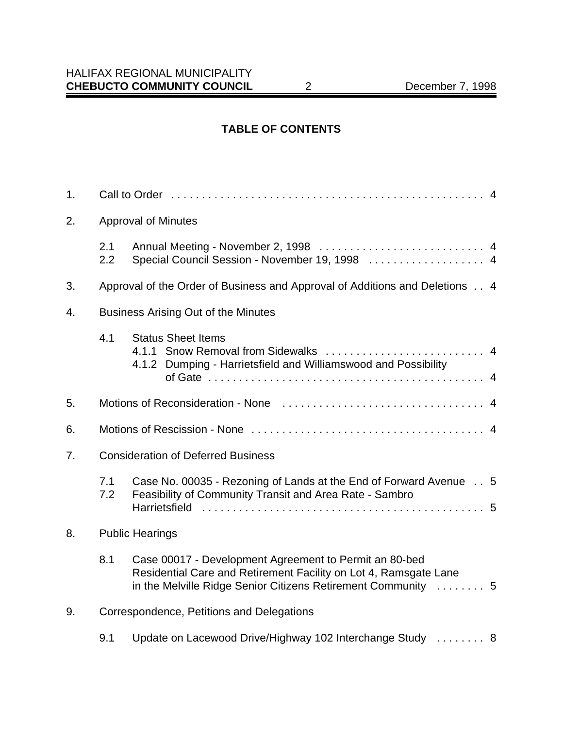## TABLE OF CONTENTS

1. Call to Order . . . . . . . . . . 4
2. Approval of Minutes
   - 2.1 Annual Meeting - November 2, 1998 . . . . . . . . . . 4
   - 2.2 Special Council Session - November 19, 1998 . . . . . . . . . . 4
3. Approval of the Order of Business and Approval of Additions and Deletions . . 4
4. Business Arising Out of the Minutes
   - 4.1 Status Sheet Items
     - 4.1.1 Snow Removal from Sidewalks . . . . . . . . . . 4
     - 4.1.2 Dumping - Harrietsfield and Williamswood and Possibility of Gate . . . . . . . . . . 4
5. Motions of Reconsideration - None . . . . . . . . . . 4
6. Motions of Rescission - None . . . . . . . . . . 4
7. Consideration of Deferred Business
   - 7.1 Case No. 00035 - Rezoning of Lands at the End of Forward Avenue . . 5
   - 7.2 Feasibility of Community Transit and Area Rate - Sambro Harrietsfield . . . . . . . . . . 5
8. Public Hearings
   - 8.1 Case 00017 - Development Agreement to Permit an 80-bed Residential Care and Retirement Facility on Lot 4, Ramsgate Lane in the Melville Ridge Senior Citizens Retirement Community . . . . . . . . 5
9. Correspondence, Petitions and Delegations
   - 9.1 Update on Lacewood Drive/Highway 102 Interchange Study . . . . . . . . 8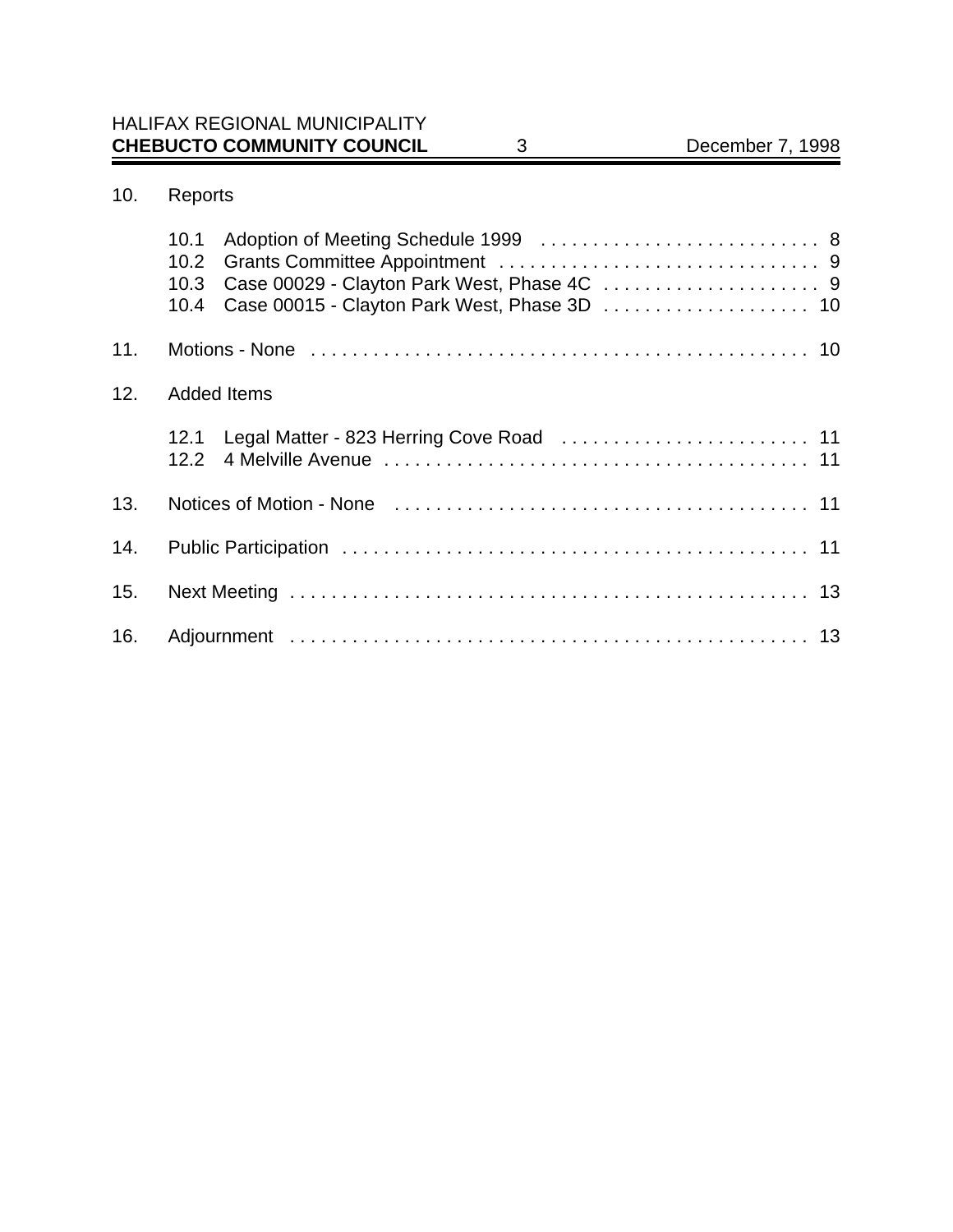10. Reports

    10.1 Adoption of Meeting Schedule 1999 . . . . . . . . . . . . . . . . . . . . . . . . . . . 8
    10.2 Grants Committee Appointment . . . . . . . . . . . . . . . . . . . . . . . . . . . . . . 9
    10.3 Case 00029 - Clayton Park West, Phase 4C . . . . . . . . . . . . . . . . . . . . . 9
    10.4 Case 00015 - Clayton Park West, Phase 3D . . . . . . . . . . . . . . . . . . . . 10

11. Motions - None . . . . . . . . . . . . . . . . . . . . . . . . . . . . . . . . . . . . . . . . . . . . . . . . 10

12. Added Items

    12.1 Legal Matter - 823 Herring Cove Road . . . . . . . . . . . . . . . . . . . . . . . . 11
    12.2 4 Melville Avenue . . . . . . . . . . . . . . . . . . . . . . . . . . . . . . . . . . . . . . . . . 11

13. Notices of Motion - None . . . . . . . . . . . . . . . . . . . . . . . . . . . . . . . . . . . . . . . . 11

14. Public Participation . . . . . . . . . . . . . . . . . . . . . . . . . . . . . . . . . . . . . . . . . . . . . 11

15. Next Meeting . . . . . . . . . . . . . . . . . . . . . . . . . . . . . . . . . . . . . . . . . . . . . . . . . . 13

16. Adjournment . . . . . . . . . . . . . . . . . . . . . . . . . . . . . . . . . . . . . . . . . . . . . . . . . . 13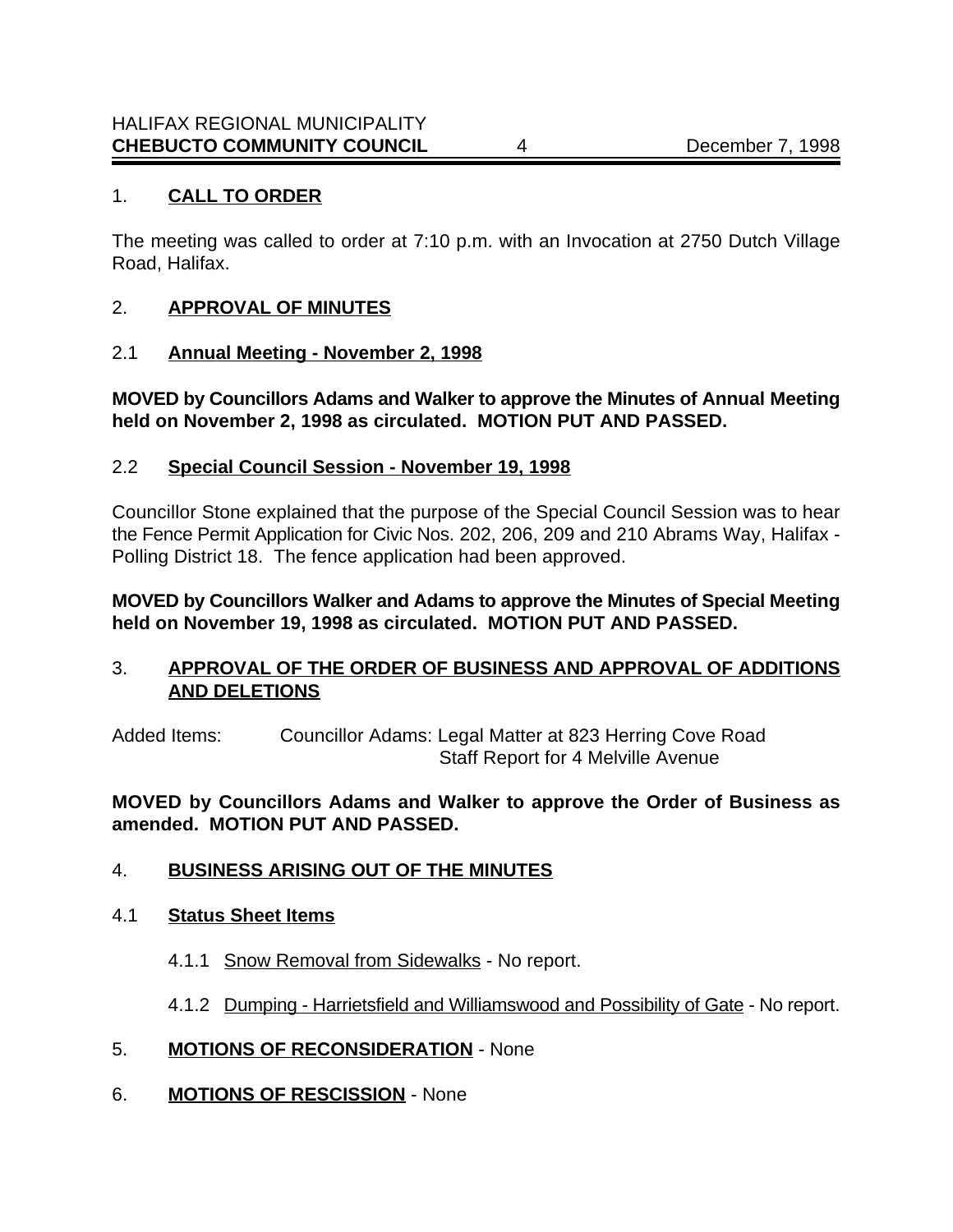## 1. CALL TO ORDER

The meeting was called to order at 7:10 p.m. with an Invocation at 2750 Dutch Village Road, Halifax.

## 2. APPROVAL OF MINUTES

### 2.1 Annual Meeting - November 2, 1998

**MOVED by Councillors Adams and Walker to approve the Minutes of Annual Meeting held on November 2, 1998 as circulated. MOTION PUT AND PASSED.**

### 2.2 Special Council Session - November 19, 1998

Councillor Stone explained that the purpose of the Special Council Session was to hear the Fence Permit Application for Civic Nos. 202, 206, 209 and 210 Abrams Way, Halifax - Polling District 18. The fence application had been approved.

**MOVED by Councillors Walker and Adams to approve the Minutes of Special Meeting held on November 19, 1998 as circulated. MOTION PUT AND PASSED.**

## 3. APPROVAL OF THE ORDER OF BUSINESS AND APPROVAL OF ADDITIONS AND DELETIONS

Added Items: Councillor Adams: Legal Matter at 823 Herring Cove Road
Staff Report for 4 Melville Avenue

**MOVED by Councillors Adams and Walker to approve the Order of Business as amended. MOTION PUT AND PASSED.**

## 4. BUSINESS ARISING OUT OF THE MINUTES

### 4.1 Status Sheet Items

4.1.1 Snow Removal from Sidewalks - No report.

4.1.2 Dumping - Harrietsfield and Williamswood and Possibility of Gate - No report.

## 5. MOTIONS OF RECONSIDERATION - None

## 6. MOTIONS OF RESCISSION - None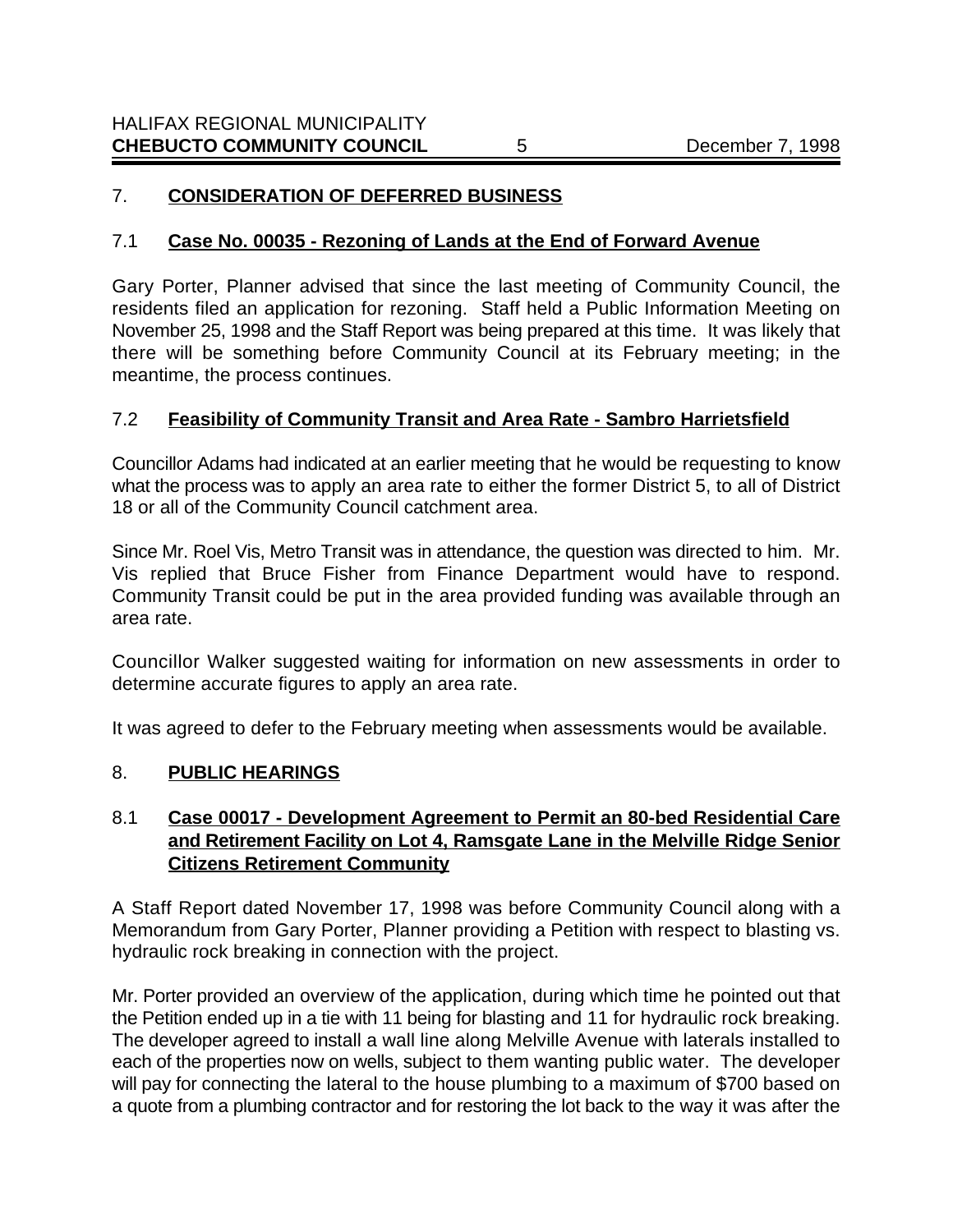## 7. **CONSIDERATION OF DEFERRED BUSINESS**

### 7.1 **Case No. 00035 - Rezoning of Lands at the End of Forward Avenue**

Gary Porter, Planner advised that since the last meeting of Community Council, the residents filed an application for rezoning. Staff held a Public Information Meeting on November 25, 1998 and the Staff Report was being prepared at this time. It was likely that there will be something before Community Council at its February meeting; in the meantime, the process continues.

### 7.2 **Feasibility of Community Transit and Area Rate - Sambro Harrietsfield**

Councillor Adams had indicated at an earlier meeting that he would be requesting to know what the process was to apply an area rate to either the former District 5, to all of District 18 or all of the Community Council catchment area.

Since Mr. Roel Vis, Metro Transit was in attendance, the question was directed to him. Mr. Vis replied that Bruce Fisher from Finance Department would have to respond. Community Transit could be put in the area provided funding was available through an area rate.

Councillor Walker suggested waiting for information on new assessments in order to determine accurate figures to apply an area rate.

It was agreed to defer to the February meeting when assessments would be available.

## 8. **PUBLIC HEARINGS**

### 8.1 **Case 00017 - Development Agreement to Permit an 80-bed Residential Care and Retirement Facility on Lot 4, Ramsgate Lane in the Melville Ridge Senior Citizens Retirement Community**

A Staff Report dated November 17, 1998 was before Community Council along with a Memorandum from Gary Porter, Planner providing a Petition with respect to blasting vs. hydraulic rock breaking in connection with the project.

Mr. Porter provided an overview of the application, during which time he pointed out that the Petition ended up in a tie with 11 being for blasting and 11 for hydraulic rock breaking. The developer agreed to install a wall line along Melville Avenue with laterals installed to each of the properties now on wells, subject to them wanting public water. The developer will pay for connecting the lateral to the house plumbing to a maximum of $700 based on a quote from a plumbing contractor and for restoring the lot back to the way it was after the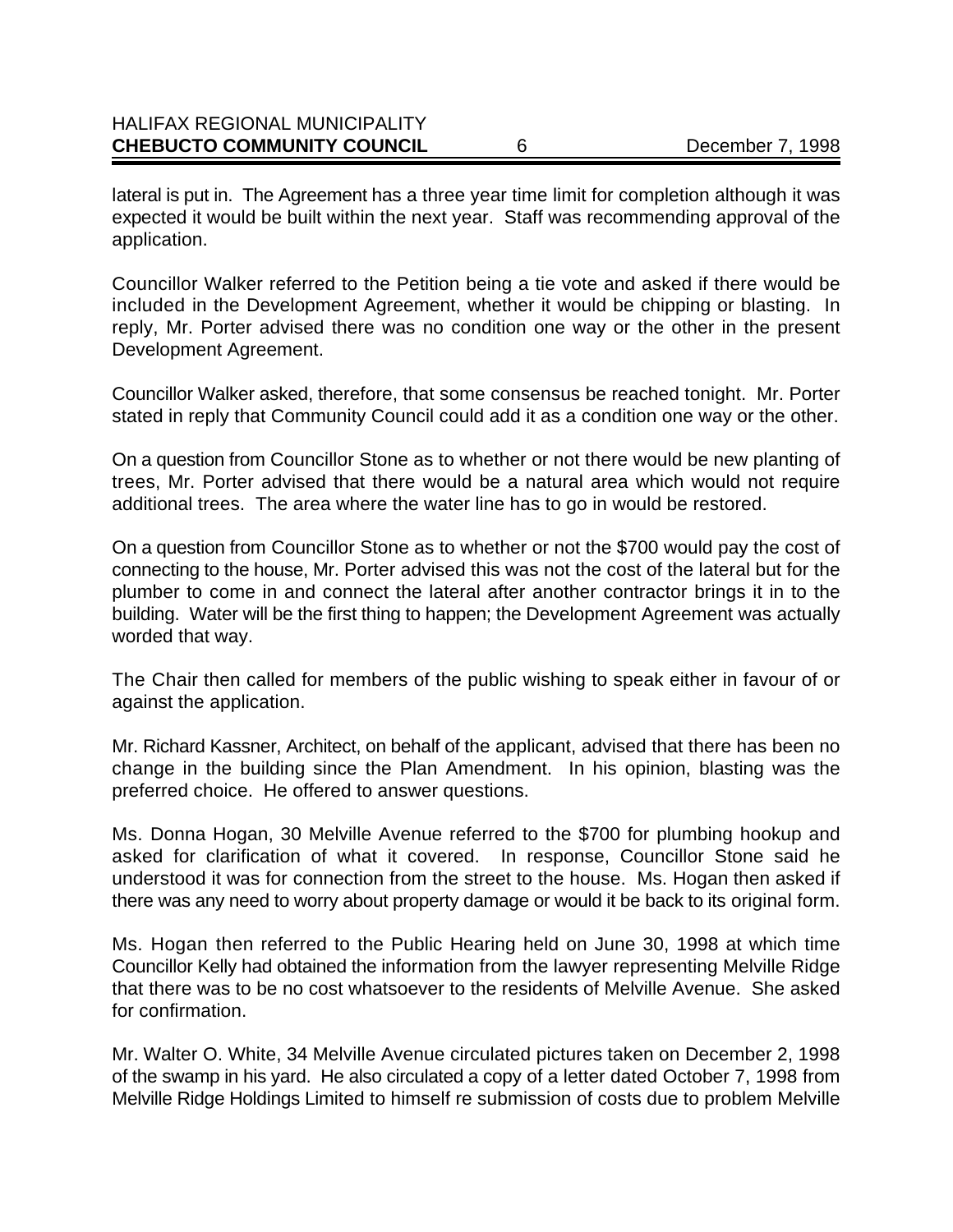lateral is put in. The Agreement has a three year time limit for completion although it was expected it would be built within the next year. Staff was recommending approval of the application.

Councillor Walker referred to the Petition being a tie vote and asked if there would be included in the Development Agreement, whether it would be chipping or blasting. In reply, Mr. Porter advised there was no condition one way or the other in the present Development Agreement.

Councillor Walker asked, therefore, that some consensus be reached tonight. Mr. Porter stated in reply that Community Council could add it as a condition one way or the other.

On a question from Councillor Stone as to whether or not there would be new planting of trees, Mr. Porter advised that there would be a natural area which would not require additional trees. The area where the water line has to go in would be restored.

On a question from Councillor Stone as to whether or not the $700 would pay the cost of connecting to the house, Mr. Porter advised this was not the cost of the lateral but for the plumber to come in and connect the lateral after another contractor brings it in to the building. Water will be the first thing to happen; the Development Agreement was actually worded that way.

The Chair then called for members of the public wishing to speak either in favour of or against the application.

Mr. Richard Kassner, Architect, on behalf of the applicant, advised that there has been no change in the building since the Plan Amendment. In his opinion, blasting was the preferred choice. He offered to answer questions.

Ms. Donna Hogan, 30 Melville Avenue referred to the $700 for plumbing hookup and asked for clarification of what it covered. In response, Councillor Stone said he understood it was for connection from the street to the house. Ms. Hogan then asked if there was any need to worry about property damage or would it be back to its original form.

Ms. Hogan then referred to the Public Hearing held on June 30, 1998 at which time Councillor Kelly had obtained the information from the lawyer representing Melville Ridge that there was to be no cost whatsoever to the residents of Melville Avenue. She asked for confirmation.

Mr. Walter O. White, 34 Melville Avenue circulated pictures taken on December 2, 1998 of the swamp in his yard. He also circulated a copy of a letter dated October 7, 1998 from Melville Ridge Holdings Limited to himself re submission of costs due to problem Melville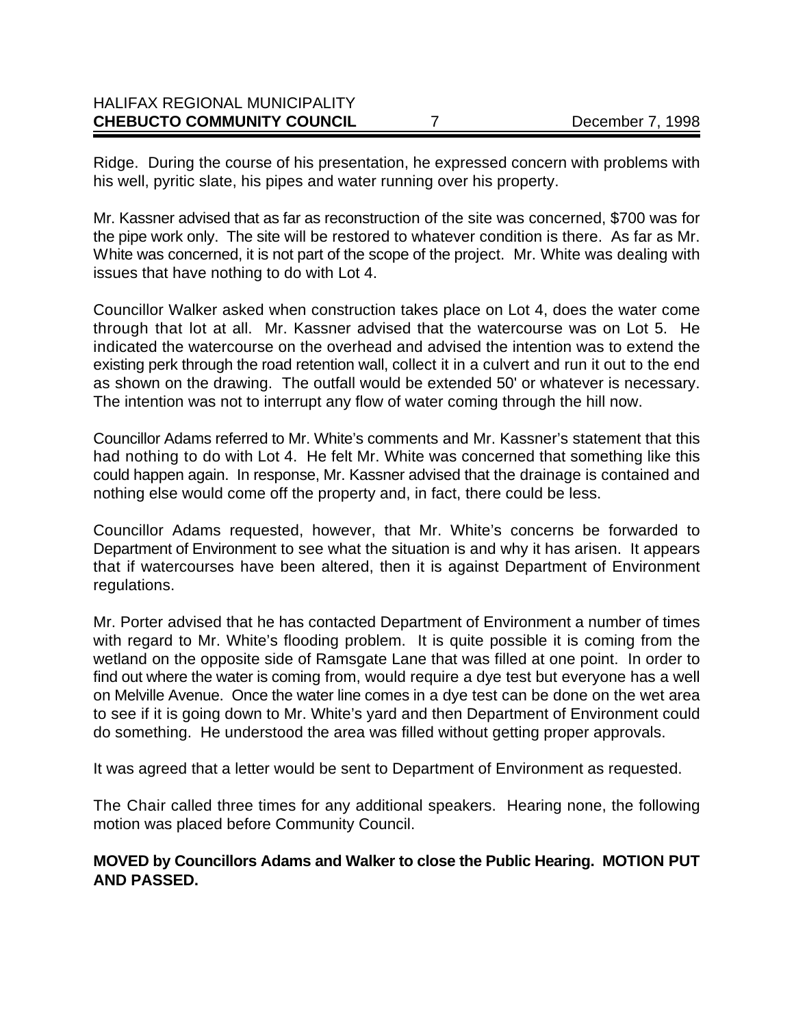Ridge. During the course of his presentation, he expressed concern with problems with his well, pyritic slate, his pipes and water running over his property.

Mr. Kassner advised that as far as reconstruction of the site was concerned, $700 was for the pipe work only. The site will be restored to whatever condition is there. As far as Mr. White was concerned, it is not part of the scope of the project. Mr. White was dealing with issues that have nothing to do with Lot 4.

Councillor Walker asked when construction takes place on Lot 4, does the water come through that lot at all. Mr. Kassner advised that the watercourse was on Lot 5. He indicated the watercourse on the overhead and advised the intention was to extend the existing perk through the road retention wall, collect it in a culvert and run it out to the end as shown on the drawing. The outfall would be extended 50' or whatever is necessary. The intention was not to interrupt any flow of water coming through the hill now.

Councillor Adams referred to Mr. White's comments and Mr. Kassner's statement that this had nothing to do with Lot 4. He felt Mr. White was concerned that something like this could happen again. In response, Mr. Kassner advised that the drainage is contained and nothing else would come off the property and, in fact, there could be less.

Councillor Adams requested, however, that Mr. White's concerns be forwarded to Department of Environment to see what the situation is and why it has arisen. It appears that if watercourses have been altered, then it is against Department of Environment regulations.

Mr. Porter advised that he has contacted Department of Environment a number of times with regard to Mr. White's flooding problem. It is quite possible it is coming from the wetland on the opposite side of Ramsgate Lane that was filled at one point. In order to find out where the water is coming from, would require a dye test but everyone has a well on Melville Avenue. Once the water line comes in a dye test can be done on the wet area to see if it is going down to Mr. White's yard and then Department of Environment could do something. He understood the area was filled without getting proper approvals.

It was agreed that a letter would be sent to Department of Environment as requested.

The Chair called three times for any additional speakers. Hearing none, the following motion was placed before Community Council.

**MOVED by Councillors Adams and Walker to close the Public Hearing. MOTION PUT AND PASSED.**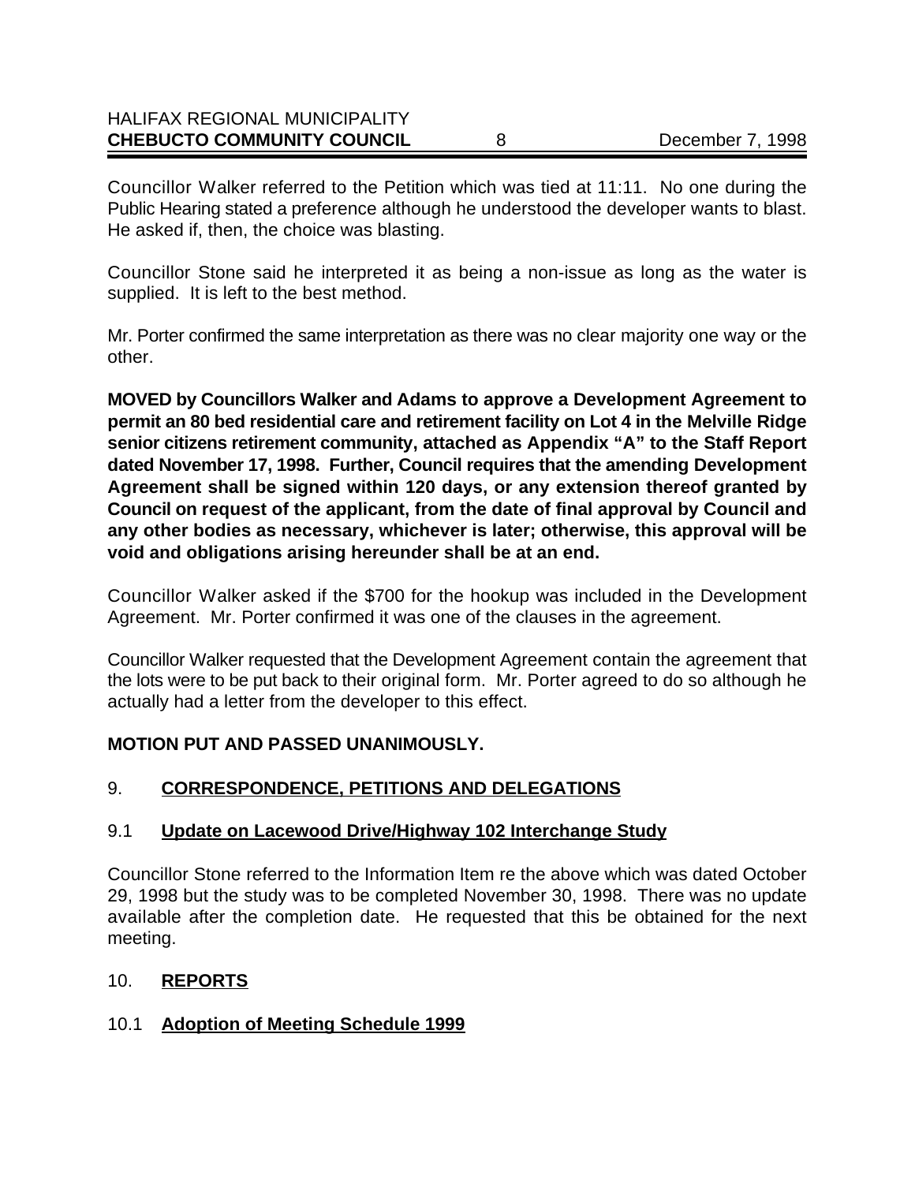Councillor Walker referred to the Petition which was tied at 11:11. No one during the Public Hearing stated a preference although he understood the developer wants to blast. He asked if, then, the choice was blasting.

Councillor Stone said he interpreted it as being a non-issue as long as the water is supplied. It is left to the best method.

Mr. Porter confirmed the same interpretation as there was no clear majority one way or the other.

**MOVED by Councillors Walker and Adams to approve a Development Agreement to permit an 80 bed residential care and retirement facility on Lot 4 in the Melville Ridge senior citizens retirement community, attached as Appendix "A" to the Staff Report dated November 17, 1998. Further, Council requires that the amending Development Agreement shall be signed within 120 days, or any extension thereof granted by Council on request of the applicant, from the date of final approval by Council and any other bodies as necessary, whichever is later; otherwise, this approval will be void and obligations arising hereunder shall be at an end.**

Councillor Walker asked if the $700 for the hookup was included in the Development Agreement. Mr. Porter confirmed it was one of the clauses in the agreement.

Councillor Walker requested that the Development Agreement contain the agreement that the lots were to be put back to their original form. Mr. Porter agreed to do so although he actually had a letter from the developer to this effect.

**MOTION PUT AND PASSED UNANIMOUSLY.**

## 9. **CORRESPONDENCE, PETITIONS AND DELEGATIONS**

### 9.1 **Update on Lacewood Drive/Highway 102 Interchange Study**

Councillor Stone referred to the Information Item re the above which was dated October 29, 1998 but the study was to be completed November 30, 1998. There was no update available after the completion date. He requested that this be obtained for the next meeting.

## 10. **REPORTS**

### 10.1 **Adoption of Meeting Schedule 1999**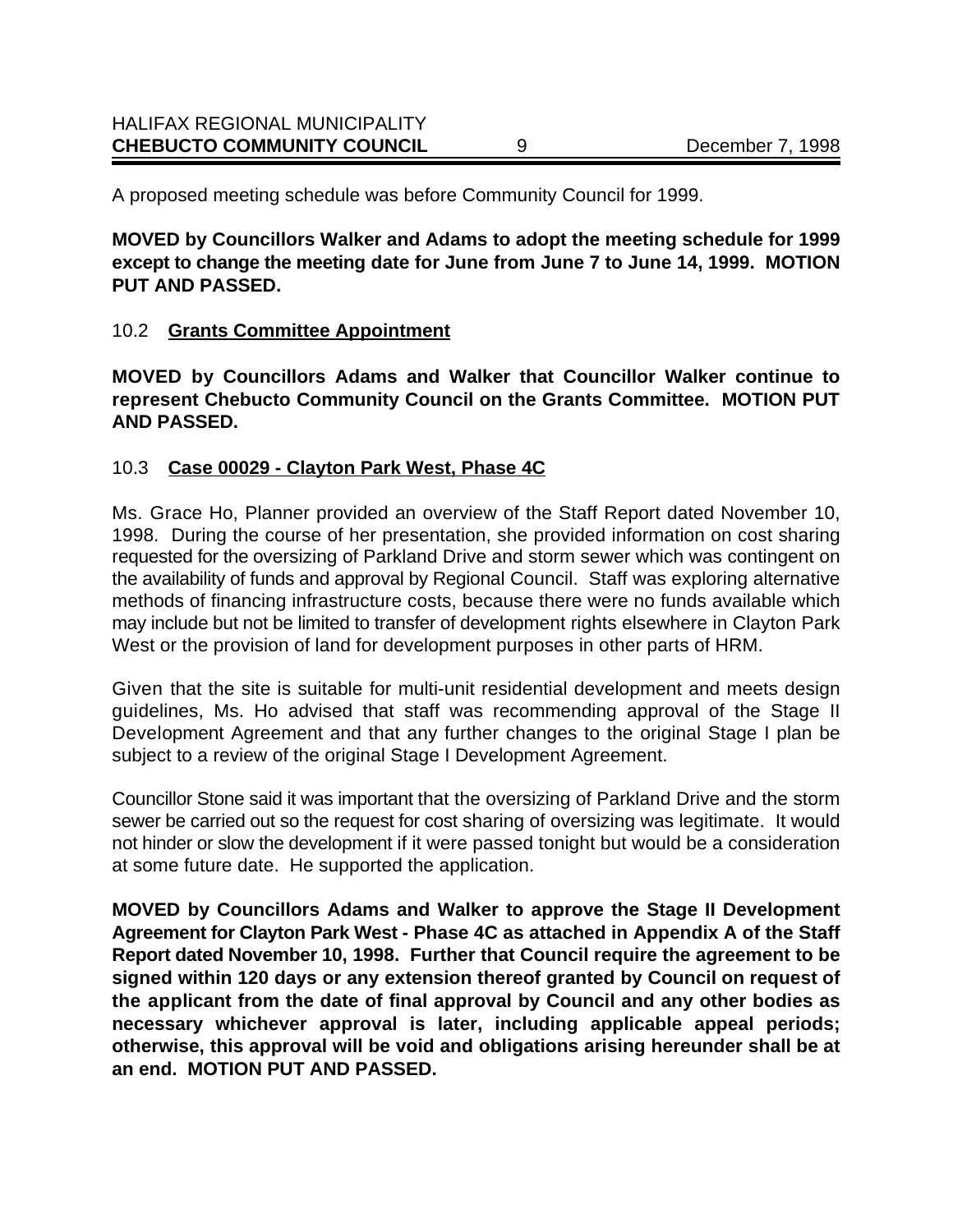A proposed meeting schedule was before Community Council for 1999.

**MOVED by Councillors Walker and Adams to adopt the meeting schedule for 1999 except to change the meeting date for June from June 7 to June 14, 1999. MOTION PUT AND PASSED.**

### 10.2 Grants Committee Appointment

**MOVED by Councillors Adams and Walker that Councillor Walker continue to represent Chebucto Community Council on the Grants Committee. MOTION PUT AND PASSED.**

### 10.3 Case 00029 - Clayton Park West, Phase 4C

Ms. Grace Ho, Planner provided an overview of the Staff Report dated November 10, 1998. During the course of her presentation, she provided information on cost sharing requested for the oversizing of Parkland Drive and storm sewer which was contingent on the availability of funds and approval by Regional Council. Staff was exploring alternative methods of financing infrastructure costs, because there were no funds available which may include but not be limited to transfer of development rights elsewhere in Clayton Park West or the provision of land for development purposes in other parts of HRM.

Given that the site is suitable for multi-unit residential development and meets design guidelines, Ms. Ho advised that staff was recommending approval of the Stage II Development Agreement and that any further changes to the original Stage I plan be subject to a review of the original Stage I Development Agreement.

Councillor Stone said it was important that the oversizing of Parkland Drive and the storm sewer be carried out so the request for cost sharing of oversizing was legitimate. It would not hinder or slow the development if it were passed tonight but would be a consideration at some future date. He supported the application.

**MOVED by Councillors Adams and Walker to approve the Stage II Development Agreement for Clayton Park West - Phase 4C as attached in Appendix A of the Staff Report dated November 10, 1998. Further that Council require the agreement to be signed within 120 days or any extension thereof granted by Council on request of the applicant from the date of final approval by Council and any other bodies as necessary whichever approval is later, including applicable appeal periods; otherwise, this approval will be void and obligations arising hereunder shall be at an end. MOTION PUT AND PASSED.**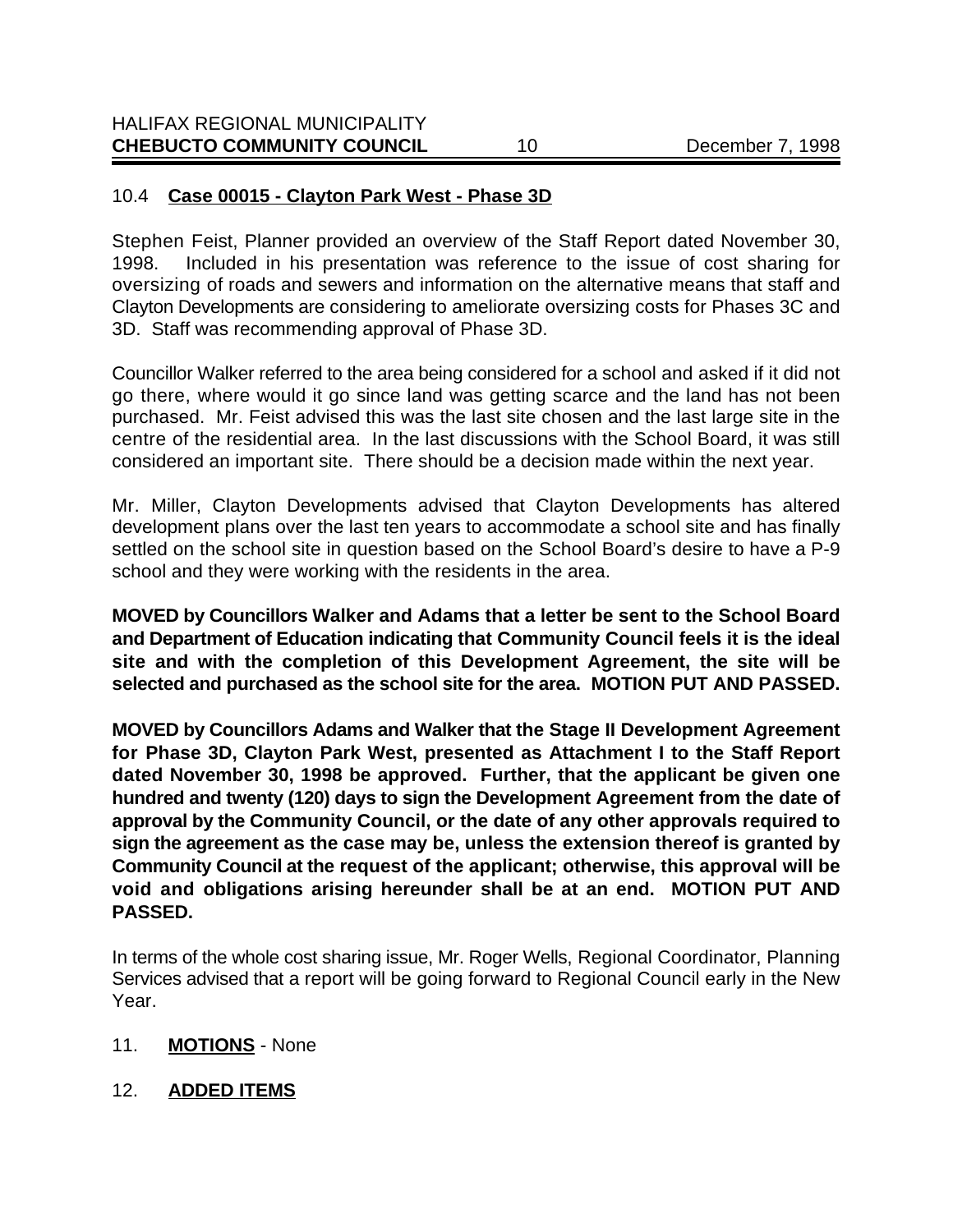### 10.4 **Case 00015 - Clayton Park West - Phase 3D**

Stephen Feist, Planner provided an overview of the Staff Report dated November 30, 1998. Included in his presentation was reference to the issue of cost sharing for oversizing of roads and sewers and information on the alternative means that staff and Clayton Developments are considering to ameliorate oversizing costs for Phases 3C and 3D. Staff was recommending approval of Phase 3D.

Councillor Walker referred to the area being considered for a school and asked if it did not go there, where would it go since land was getting scarce and the land has not been purchased. Mr. Feist advised this was the last site chosen and the last large site in the centre of the residential area. In the last discussions with the School Board, it was still considered an important site. There should be a decision made within the next year.

Mr. Miller, Clayton Developments advised that Clayton Developments has altered development plans over the last ten years to accommodate a school site and has finally settled on the school site in question based on the School Board's desire to have a P-9 school and they were working with the residents in the area.

**MOVED by Councillors Walker and Adams that a letter be sent to the School Board and Department of Education indicating that Community Council feels it is the ideal site and with the completion of this Development Agreement, the site will be selected and purchased as the school site for the area. MOTION PUT AND PASSED.**

**MOVED by Councillors Adams and Walker that the Stage II Development Agreement for Phase 3D, Clayton Park West, presented as Attachment I to the Staff Report dated November 30, 1998 be approved. Further, that the applicant be given one hundred and twenty (120) days to sign the Development Agreement from the date of approval by the Community Council, or the date of any other approvals required to sign the agreement as the case may be, unless the extension thereof is granted by Community Council at the request of the applicant; otherwise, this approval will be void and obligations arising hereunder shall be at an end. MOTION PUT AND PASSED.**

In terms of the whole cost sharing issue, Mr. Roger Wells, Regional Coordinator, Planning Services advised that a report will be going forward to Regional Council early in the New Year.

## 11. **MOTIONS** - None

## 12. **ADDED ITEMS**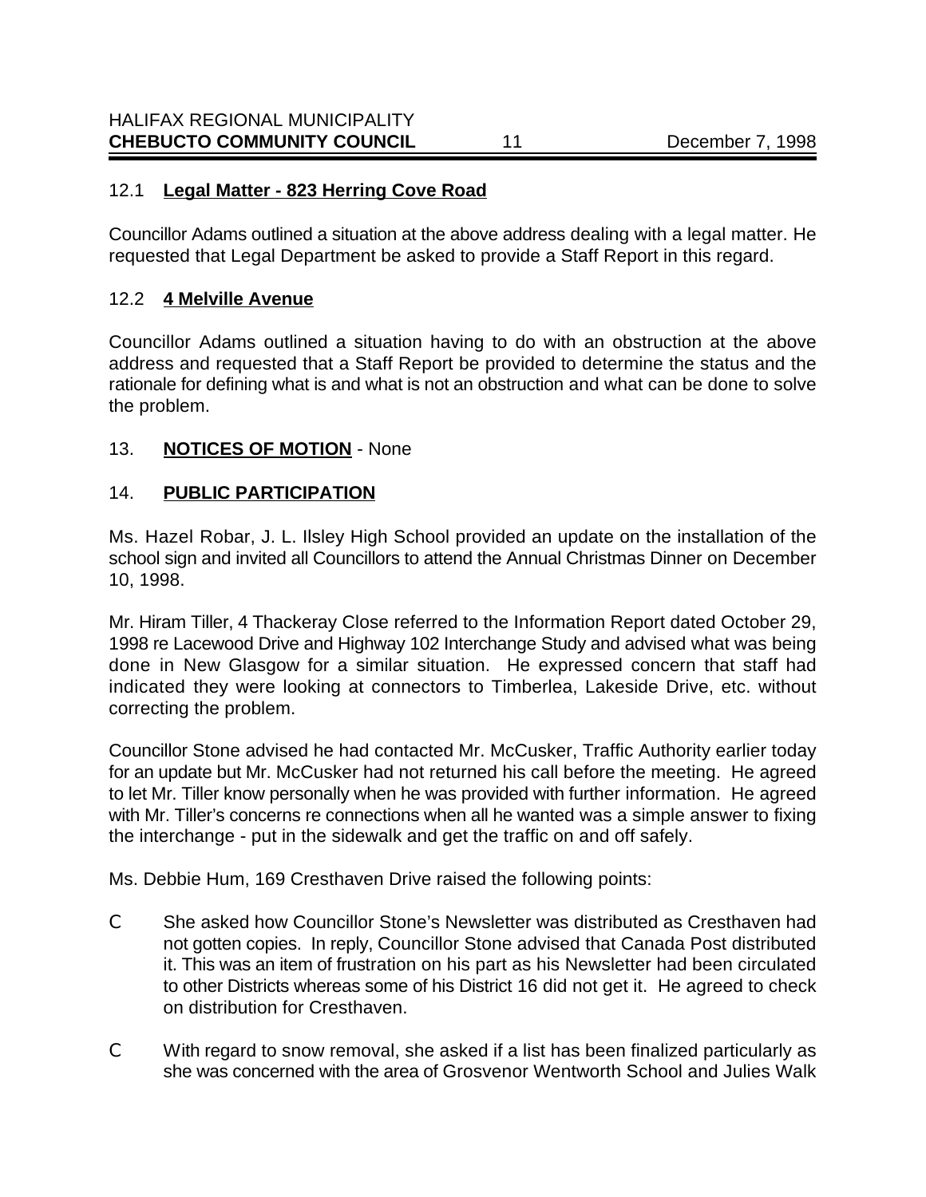## 12.1 **Legal Matter - 823 Herring Cove Road**

Councillor Adams outlined a situation at the above address dealing with a legal matter. He requested that Legal Department be asked to provide a Staff Report in this regard.

## 12.2 **4 Melville Avenue**

Councillor Adams outlined a situation having to do with an obstruction at the above address and requested that a Staff Report be provided to determine the status and the rationale for defining what is and what is not an obstruction and what can be done to solve the problem.

## 13. **NOTICES OF MOTION** - None

## 14. **PUBLIC PARTICIPATION**

Ms. Hazel Robar, J. L. Ilsley High School provided an update on the installation of the school sign and invited all Councillors to attend the Annual Christmas Dinner on December 10, 1998.

Mr. Hiram Tiller, 4 Thackeray Close referred to the Information Report dated October 29, 1998 re Lacewood Drive and Highway 102 Interchange Study and advised what was being done in New Glasgow for a similar situation. He expressed concern that staff had indicated they were looking at connectors to Timberlea, Lakeside Drive, etc. without correcting the problem.

Councillor Stone advised he had contacted Mr. McCusker, Traffic Authority earlier today for an update but Mr. McCusker had not returned his call before the meeting. He agreed to let Mr. Tiller know personally when he was provided with further information. He agreed with Mr. Tiller's concerns re connections when all he wanted was a simple answer to fixing the interchange - put in the sidewalk and get the traffic on and off safely.

Ms. Debbie Hum, 169 Cresthaven Drive raised the following points:

- She asked how Councillor Stone's Newsletter was distributed as Cresthaven had not gotten copies. In reply, Councillor Stone advised that Canada Post distributed it. This was an item of frustration on his part as his Newsletter had been circulated to other Districts whereas some of his District 16 did not get it. He agreed to check on distribution for Cresthaven.
- With regard to snow removal, she asked if a list has been finalized particularly as she was concerned with the area of Grosvenor Wentworth School and Julies Walk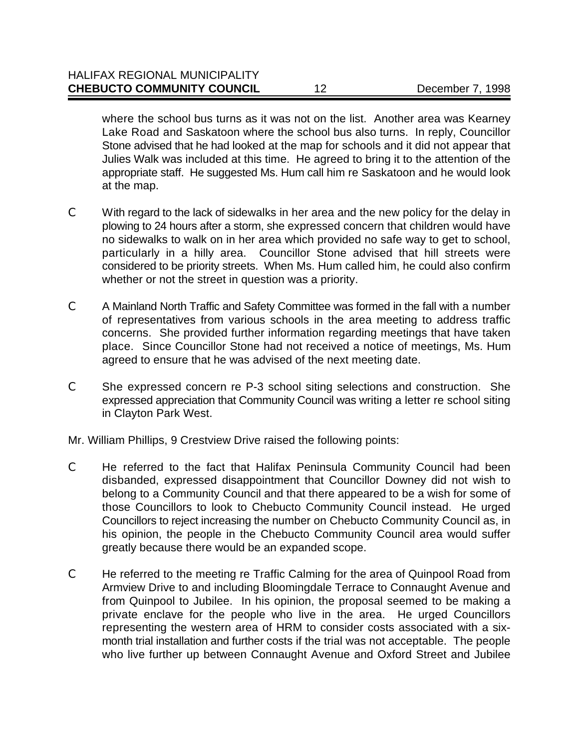where the school bus turns as it was not on the list. Another area was Kearney Lake Road and Saskatoon where the school bus also turns. In reply, Councillor Stone advised that he had looked at the map for schools and it did not appear that Julies Walk was included at this time. He agreed to bring it to the attention of the appropriate staff. He suggested Ms. Hum call him re Saskatoon and he would look at the map.

- With regard to the lack of sidewalks in her area and the new policy for the delay in plowing to 24 hours after a storm, she expressed concern that children would have no sidewalks to walk on in her area which provided no safe way to get to school, particularly in a hilly area. Councillor Stone advised that hill streets were considered to be priority streets. When Ms. Hum called him, he could also confirm whether or not the street in question was a priority.

- A Mainland North Traffic and Safety Committee was formed in the fall with a number of representatives from various schools in the area meeting to address traffic concerns. She provided further information regarding meetings that have taken place. Since Councillor Stone had not received a notice of meetings, Ms. Hum agreed to ensure that he was advised of the next meeting date.

- She expressed concern re P-3 school siting selections and construction. She expressed appreciation that Community Council was writing a letter re school siting in Clayton Park West.

Mr. William Phillips, 9 Crestview Drive raised the following points:

- He referred to the fact that Halifax Peninsula Community Council had been disbanded, expressed disappointment that Councillor Downey did not wish to belong to a Community Council and that there appeared to be a wish for some of those Councillors to look to Chebucto Community Council instead. He urged Councillors to reject increasing the number on Chebucto Community Council as, in his opinion, the people in the Chebucto Community Council area would suffer greatly because there would be an expanded scope.

- He referred to the meeting re Traffic Calming for the area of Quinpool Road from Armview Drive to and including Bloomingdale Terrace to Connaught Avenue and from Quinpool to Jubilee. In his opinion, the proposal seemed to be making a private enclave for the people who live in the area. He urged Councillors representing the western area of HRM to consider costs associated with a six-month trial installation and further costs if the trial was not acceptable. The people who live further up between Connaught Avenue and Oxford Street and Jubilee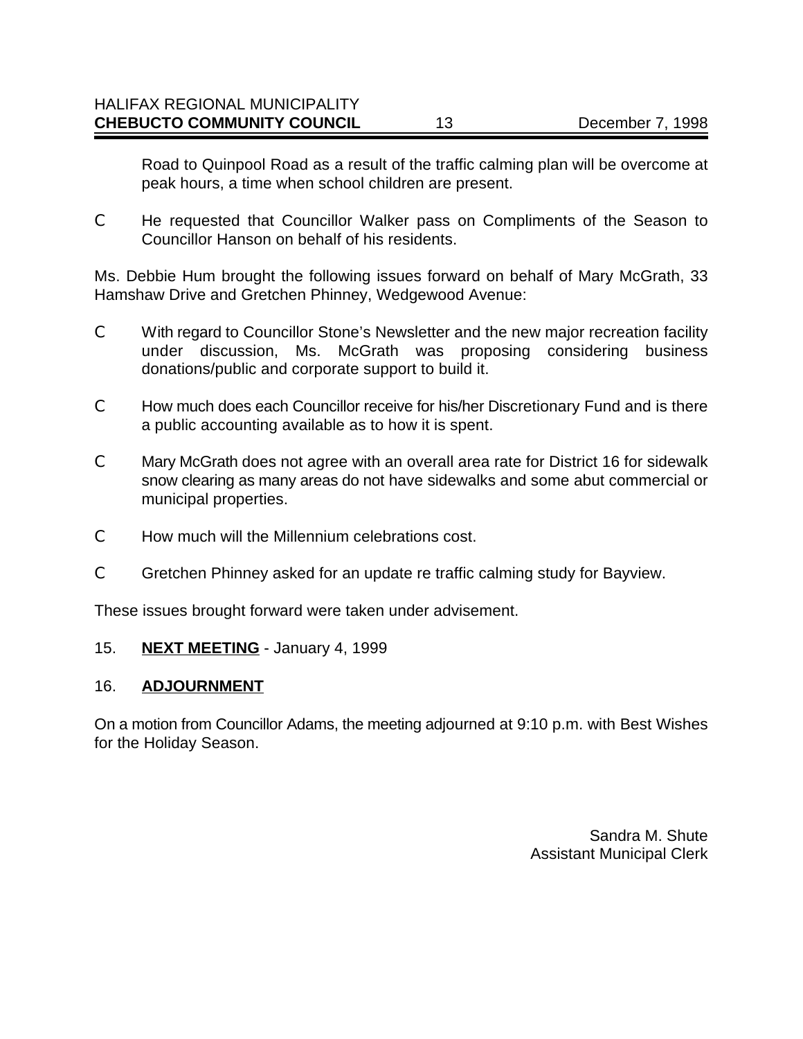Road to Quinpool Road as a result of the traffic calming plan will be overcome at peak hours, a time when school children are present.

- He requested that Councillor Walker pass on Compliments of the Season to Councillor Hanson on behalf of his residents.

Ms. Debbie Hum brought the following issues forward on behalf of Mary McGrath, 33 Hamshaw Drive and Gretchen Phinney, Wedgewood Avenue:

- With regard to Councillor Stone's Newsletter and the new major recreation facility under discussion, Ms. McGrath was proposing considering business donations/public and corporate support to build it.
- How much does each Councillor receive for his/her Discretionary Fund and is there a public accounting available as to how it is spent.
- Mary McGrath does not agree with an overall area rate for District 16 for sidewalk snow clearing as many areas do not have sidewalks and some abut commercial or municipal properties.
- How much will the Millennium celebrations cost.
- Gretchen Phinney asked for an update re traffic calming study for Bayview.

These issues brought forward were taken under advisement.

15. **<u>NEXT MEETING</u>** - January 4, 1999

16. **<u>ADJOURNMENT</u>**

On a motion from Councillor Adams, the meeting adjourned at 9:10 p.m. with Best Wishes for the Holiday Season.

Sandra M. Shute
Assistant Municipal Clerk